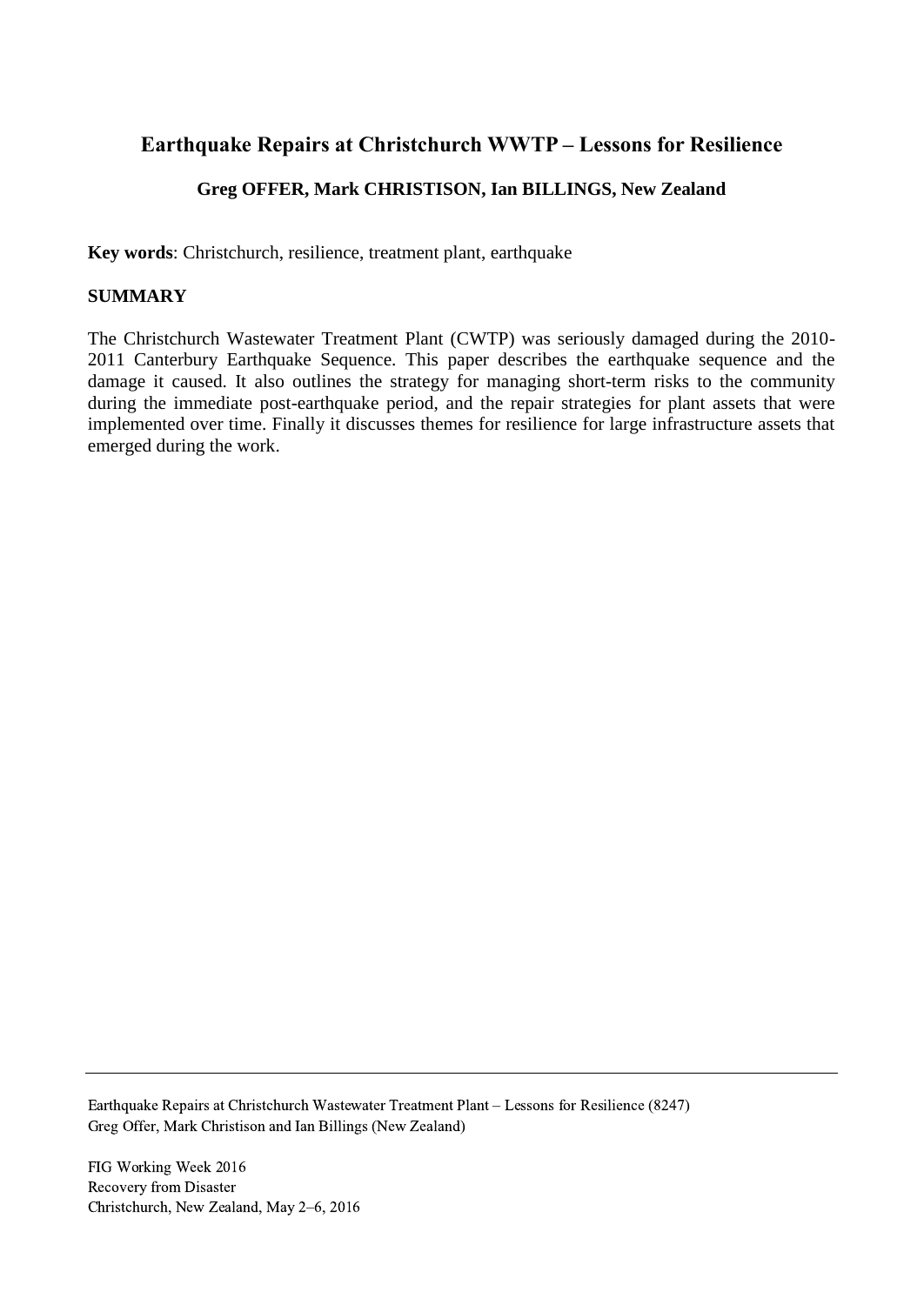# Earthquake Repairs at Christchurch WWTP – Lessons for Resilience

**Greg OFFER, Mark CHRISTISON, Ian BILLINGS, New Zealand**

**Key words**: Christchurch, resilience, treatment plant, earthquake

## SUMMARY

The Christchurch Wastewater Treatment Plant (CWTP) was seriously damaged during the 2010-2011 Canterbury Earthquake Sequence. This paper describes the earthquake sequence and the damage it caused. It also outlines the strategy for managing short-term risks to the community during the immediate post-earthquake period, and the repair strategies for plant assets that were implemented over time. Finally it discusses themes for resilience for large infrastructure assets that emerged during the work.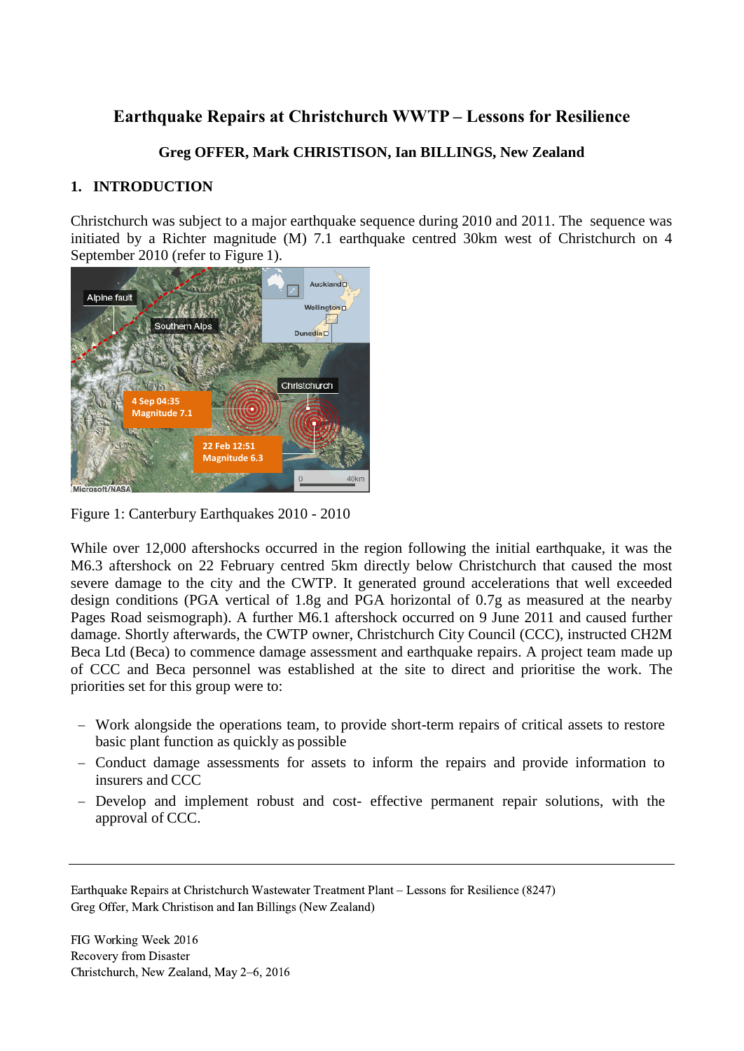# Earthquake Repairs at Christchurch WWTP – Lessons for Resilience

**Greg OFFER, Mark CHRISTISON, Ian BILLINGS, New Zealand**

## 1. INTRODUCTION

Christchurch was subject to a major earthquake sequence during 2010 and 2011. The sequence was initiated by a Richter magnitude (M) 7.1 earthquake centred 30km west of Christchurch on 4 September 2010 (refer to Figure 1).

Figure 1: Canterbury Earthquakes 2010 - 2010

While over 12,000 aftershocks occurred in the region following the initial earthquake, it was the M6.3 aftershock on 22 February centred 5km directly below Christchurch that caused the most severe damage to the city and the CWTP. It generated ground accelerations that well exceeded design conditions (PGA vertical of 1.8g and PGA horizontal of 0.7g as measured at the nearby Pages Road seismograph). A further M6.1 aftershock occurred on 9 June 2011 and caused further damage. Shortly afterwards, the CWTP owner, Christchurch City Council (CCC), instructed CH2M Beca Ltd (Beca) to commence damage assessment and earthquake repairs. A project team made up of CCC and Beca personnel was established at the site to direct and prioritise the work. The priorities set for this group were to:

- Work alongside the operations team, to provide short-term repairs of critical assets to restore basic plant function as quickly as possible
- Conduct damage assessments for assets to inform the repairs and provide information to insurers and CCC
- Develop and implement robust and cost- effective permanent repair solutions, with the approval of CCC.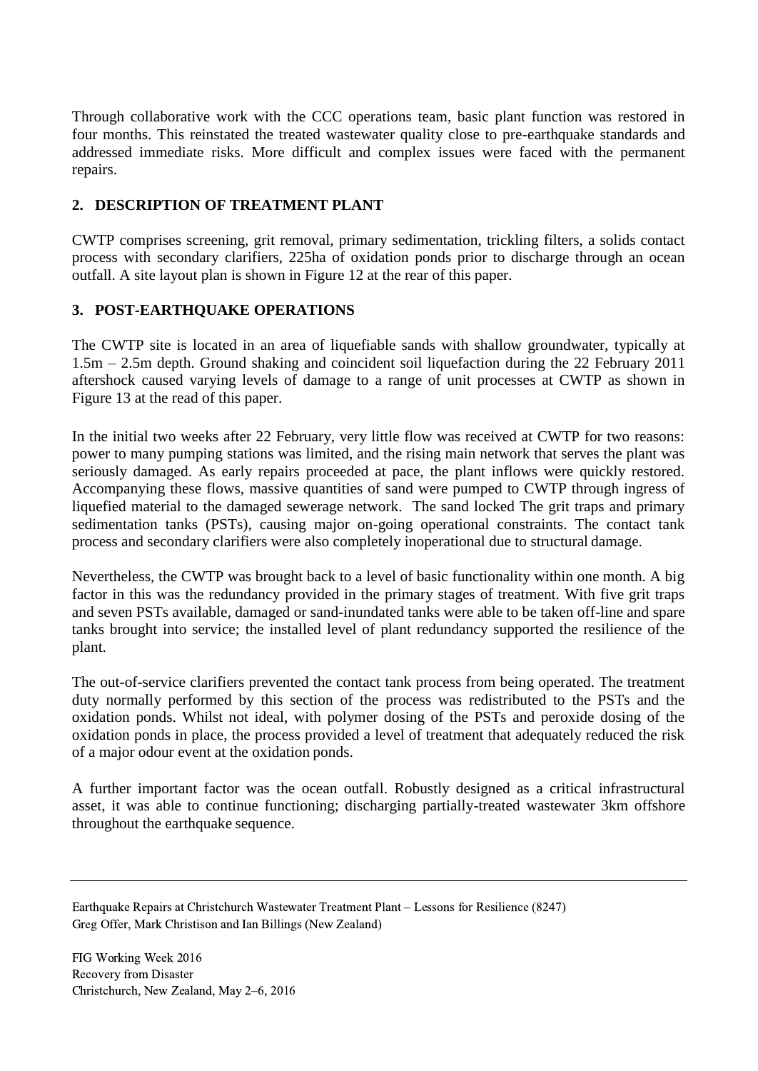Through collaborative work with the CCC operations team, basic plant function was restored in four months. This reinstated the treated wastewater quality close to pre-earthquake standards and addressed immediate risks. More difficult and complex issues were faced with the permanent repairs.

## 2. DESCRIPTION OF TREATMENT PLANT

CWTP comprises screening, grit removal, primary sedimentation, trickling filters, a solids contact process with secondary clarifiers, 225ha of oxidation ponds prior to discharge through an ocean outfall. A site layout plan is shown in Figure 12 at the rear of this paper.

## 3. POST-EARTHQUAKE OPERATIONS

The CWTP site is located in an area of liquefiable sands with shallow groundwater, typically at 1.5m – 2.5m depth. Ground shaking and coincident soil liquefaction during the 22 February 2011 aftershock caused varying levels of damage to a range of unit processes at CWTP as shown in Figure 13 at the read of this paper.

In the initial two weeks after 22 February, very little flow was received at CWTP for two reasons: power to many pumping stations was limited, and the rising main network that serves the plant was seriously damaged. As early repairs proceeded at pace, the plant inflows were quickly restored. Accompanying these flows, massive quantities of sand were pumped to CWTP through ingress of liquefied material to the damaged sewerage network. The sand locked The grit traps and primary sedimentation tanks (PSTs), causing major on-going operational constraints. The contact tank process and secondary clarifiers were also completely inoperational due to structural damage.

Nevertheless, the CWTP was brought back to a level of basic functionality within one month. A big factor in this was the redundancy provided in the primary stages of treatment. With five grit traps and seven PSTs available, damaged or sand-inundated tanks were able to be taken off-line and spare tanks brought into service; the installed level of plant redundancy supported the resilience of the plant.

The out-of-service clarifiers prevented the contact tank process from being operated. The treatment duty normally performed by this section of the process was redistributed to the PSTs and the oxidation ponds. Whilst not ideal, with polymer dosing of the PSTs and peroxide dosing of the oxidation ponds in place, the process provided a level of treatment that adequately reduced the risk of a major odour event at the oxidation ponds.

A further important factor was the ocean outfall. Robustly designed as a critical infrastructural asset, it was able to continue functioning; discharging partially-treated wastewater 3km offshore throughout the earthquake sequence.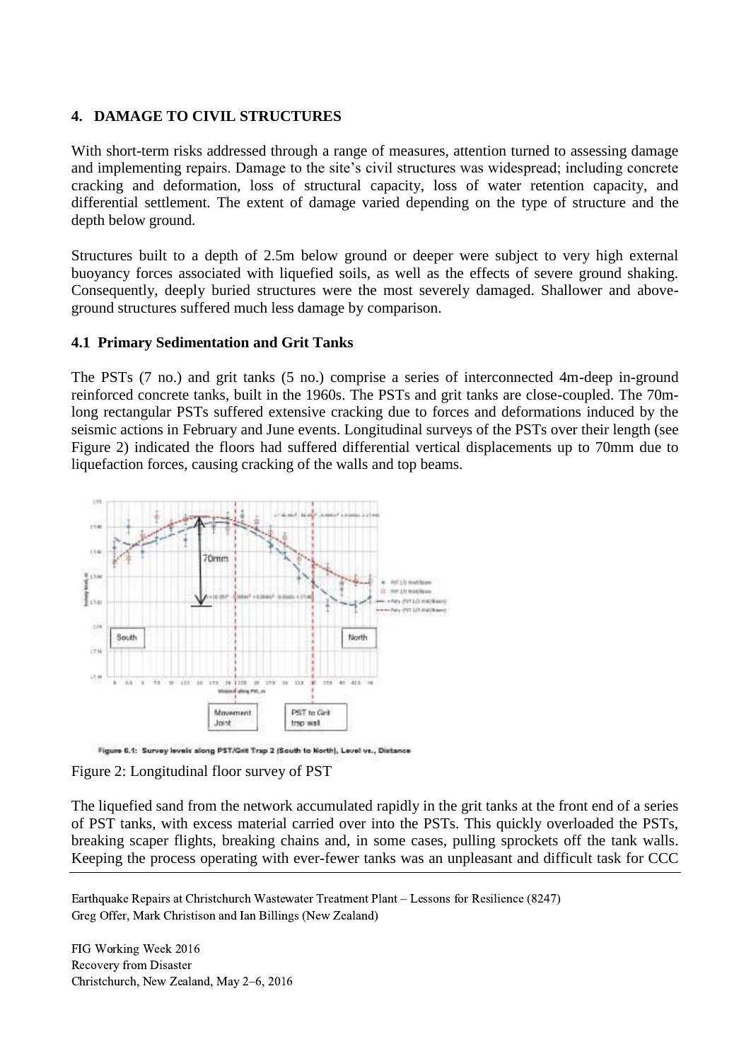## 4. DAMAGE TO CIVIL STRUCTURES

With short-term risks addressed through a range of measures, attention turned to assessing damage and implementing repairs. Damage to the site's civil structures was widespread; including concrete cracking and deformation, loss of structural capacity, loss of water retention capacity, and differential settlement. The extent of damage varied depending on the type of structure and the depth below ground.

Structures built to a depth of 2.5m below ground or deeper were subject to very high external buoyancy forces associated with liquefied soils, as well as the effects of severe ground shaking. Consequently, deeply buried structures were the most severely damaged. Shallower and above-ground structures suffered much less damage by comparison.

### 4.1 Primary Sedimentation and Grit Tanks

The PSTs (7 no.) and grit tanks (5 no.) comprise a series of interconnected 4m-deep in-ground reinforced concrete tanks, built in the 1960s. The PSTs and grit tanks are close-coupled. The 70m-long rectangular PSTs suffered extensive cracking due to forces and deformations induced by the seismic actions in February and June events. Longitudinal surveys of the PSTs over their length (see Figure 2) indicated the floors had suffered differential vertical displacements up to 70mm due to liquefaction forces, causing cracking of the walls and top beams.

Figure 6.1: Survey levels along PST/Grit Trap 2 (South to North), Level vs., Distance

Figure 2: Longitudinal floor survey of PST

The liquefied sand from the network accumulated rapidly in the grit tanks at the front end of a series of PST tanks, with excess material carried over into the PSTs. This quickly overloaded the PSTs, breaking scaper flights, breaking chains and, in some cases, pulling sprockets off the tank walls. Keeping the process operating with ever-fewer tanks was an unpleasant and difficult task for CCC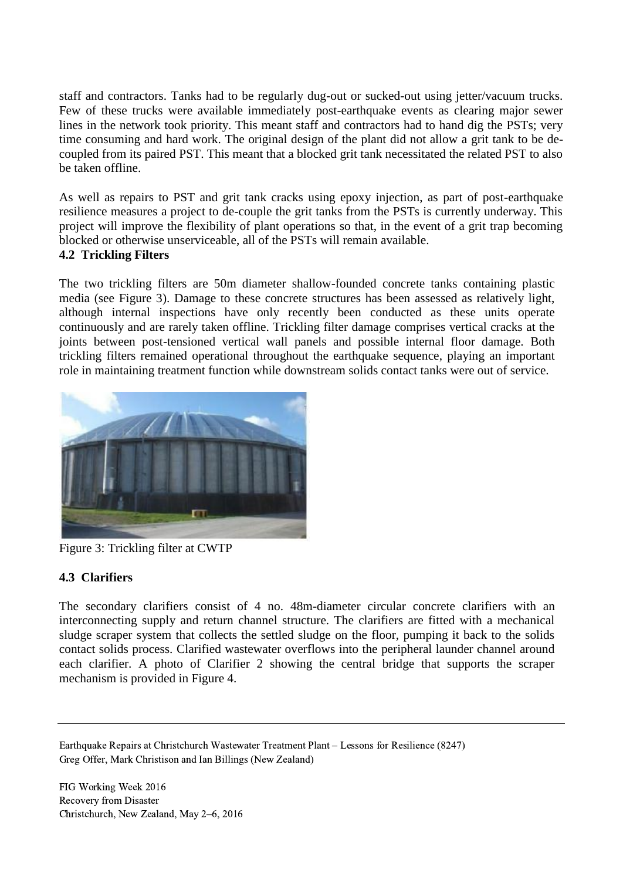staff and contractors. Tanks had to be regularly dug-out or sucked-out using jetter/vacuum trucks. Few of these trucks were available immediately post-earthquake events as clearing major sewer lines in the network took priority. This meant staff and contractors had to hand dig the PSTs; very time consuming and hard work. The original design of the plant did not allow a grit tank to be de-coupled from its paired PST. This meant that a blocked grit tank necessitated the related PST to also be taken offline.

As well as repairs to PST and grit tank cracks using epoxy injection, as part of post-earthquake resilience measures a project to de-couple the grit tanks from the PSTs is currently underway. This project will improve the flexibility of plant operations so that, in the event of a grit trap becoming blocked or otherwise unserviceable, all of the PSTs will remain available.

### 4.2 Trickling Filters

The two trickling filters are 50m diameter shallow-founded concrete tanks containing plastic media (see Figure 3). Damage to these concrete structures has been assessed as relatively light, although internal inspections have only recently been conducted as these units operate continuously and are rarely taken offline. Trickling filter damage comprises vertical cracks at the joints between post-tensioned vertical wall panels and possible internal floor damage. Both trickling filters remained operational throughout the earthquake sequence, playing an important role in maintaining treatment function while downstream solids contact tanks were out of service.

Figure 3: Trickling filter at CWTP

### 4.3 Clarifiers

The secondary clarifiers consist of 4 no. 48m-diameter circular concrete clarifiers with an interconnecting supply and return channel structure. The clarifiers are fitted with a mechanical sludge scraper system that collects the settled sludge on the floor, pumping it back to the solids contact solids process. Clarified wastewater overflows into the peripheral launder channel around each clarifier. A photo of Clarifier 2 showing the central bridge that supports the scraper mechanism is provided in Figure 4.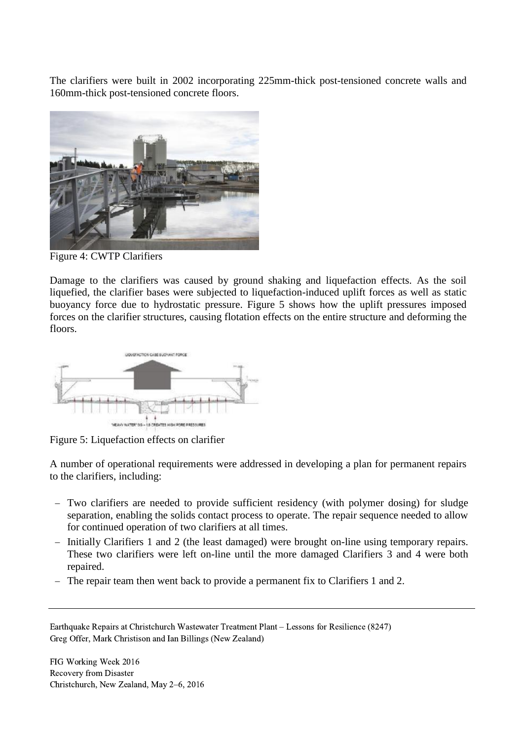The clarifiers were built in 2002 incorporating 225mm-thick post-tensioned concrete walls and 160mm-thick post-tensioned concrete floors.

Figure 4: CWTP Clarifiers

Damage to the clarifiers was caused by ground shaking and liquefaction effects. As the soil liquefied, the clarifier bases were subjected to liquefaction-induced uplift forces as well as static buoyancy force due to hydrostatic pressure. Figure 5 shows how the uplift pressures imposed forces on the clarifier structures, causing flotation effects on the entire structure and deforming the floors.

Figure 5: Liquefaction effects on clarifier

A number of operational requirements were addressed in developing a plan for permanent repairs to the clarifiers, including:

- Two clarifiers are needed to provide sufficient residency (with polymer dosing) for sludge separation, enabling the solids contact process to operate. The repair sequence needed to allow for continued operation of two clarifiers at all times.
- Initially Clarifiers 1 and 2 (the least damaged) were brought on-line using temporary repairs. These two clarifiers were left on-line until the more damaged Clarifiers 3 and 4 were both repaired.
- The repair team then went back to provide a permanent fix to Clarifiers 1 and 2.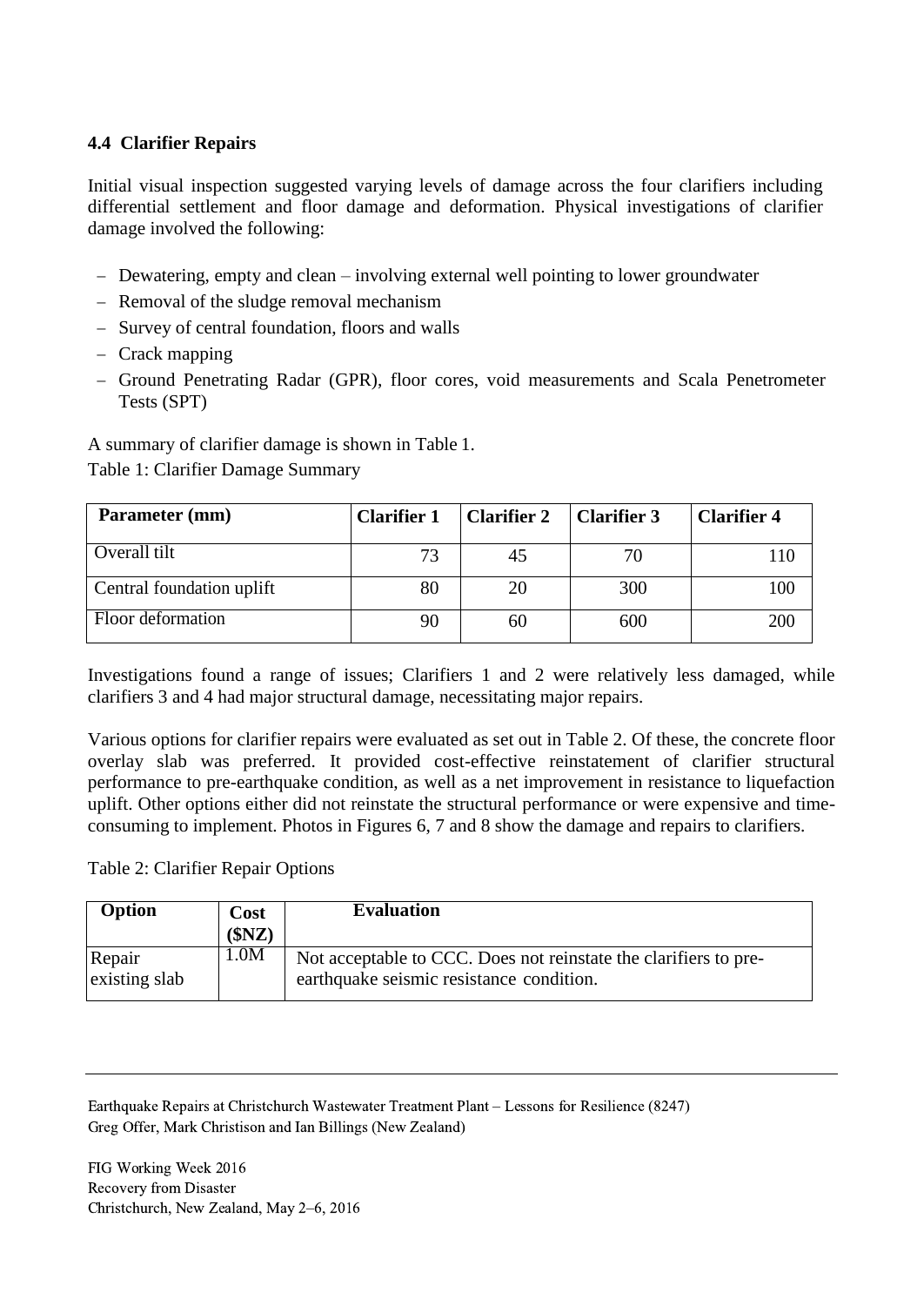### 4.4 Clarifier Repairs

Initial visual inspection suggested varying levels of damage across the four clarifiers including differential settlement and floor damage and deformation. Physical investigations of clarifier damage involved the following:

- Dewatering, empty and clean – involving external well pointing to lower groundwater
- Removal of the sludge removal mechanism
- Survey of central foundation, floors and walls
- Crack mapping
- Ground Penetrating Radar (GPR), floor cores, void measurements and Scala Penetrometer Tests (SPT)

A summary of clarifier damage is shown in Table 1.

Table 1: Clarifier Damage Summary

| Parameter (mm) | Clarifier 1 | Clarifier 2 | Clarifier 3 | Clarifier 4 |
|---|---|---|---|---|
| Overall tilt | 73 | 45 | 70 | 110 |
| Central foundation uplift | 80 | 20 | 300 | 100 |
| Floor deformation | 90 | 60 | 600 | 200 |

Investigations found a range of issues; Clarifiers 1 and 2 were relatively less damaged, while clarifiers 3 and 4 had major structural damage, necessitating major repairs.

Various options for clarifier repairs were evaluated as set out in Table 2. Of these, the concrete floor overlay slab was preferred. It provided cost-effective reinstatement of clarifier structural performance to pre-earthquake condition, as well as a net improvement in resistance to liquefaction uplift. Other options either did not reinstate the structural performance or were expensive and time-consuming to implement. Photos in Figures 6, 7 and 8 show the damage and repairs to clarifiers.

Table 2: Clarifier Repair Options

| Option | Cost ($NZ) | Evaluation |
|---|---|---|
| Repair existing slab | 1.0M | Not acceptable to CCC. Does not reinstate the clarifiers to pre-earthquake seismic resistance condition. |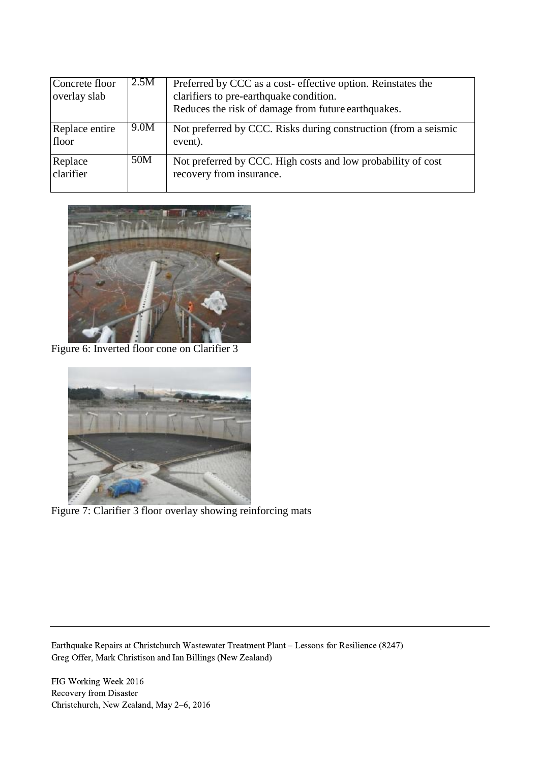| Concrete floor overlay slab | 2.5M | Preferred by CCC as a cost- effective option. Reinstates the clarifiers to pre-earthquake condition.<br>Reduces the risk of damage from future earthquakes. |
|---|---|---|
| Replace entire floor | 9.0M | Not preferred by CCC. Risks during construction (from a seismic event). |
| Replace clarifier | 50M | Not preferred by CCC. High costs and low probability of cost recovery from insurance. |

Figure 6: Inverted floor cone on Clarifier 3

Figure 7: Clarifier 3 floor overlay showing reinforcing mats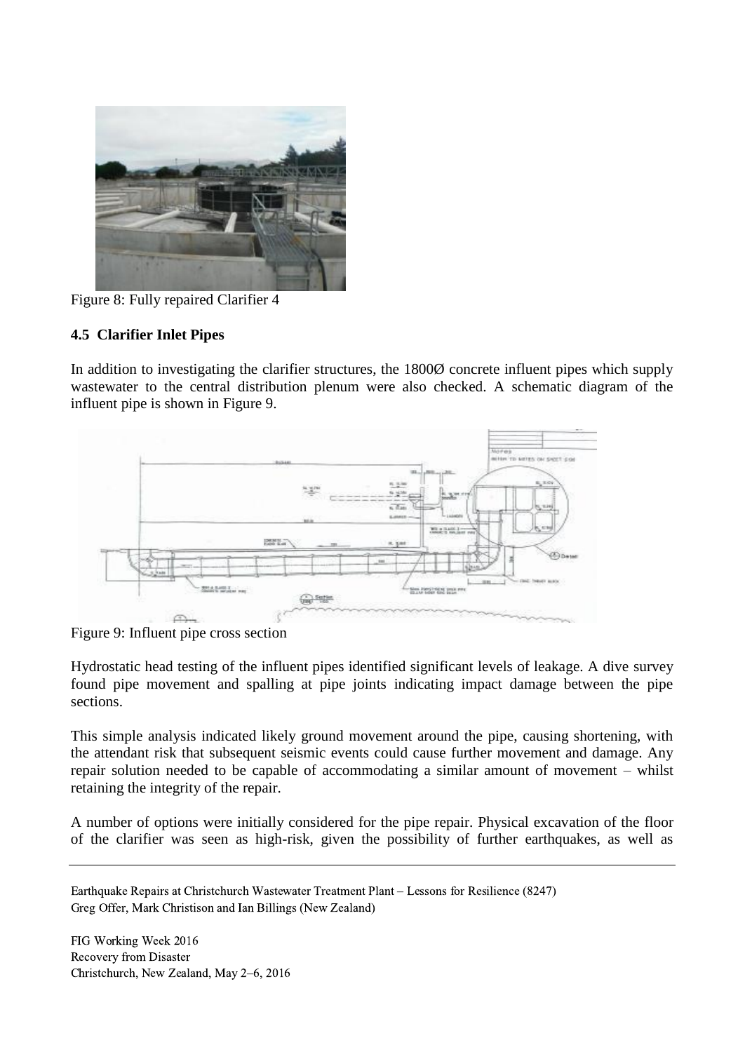Figure 8: Fully repaired Clarifier 4

### 4.5 Clarifier Inlet Pipes

In addition to investigating the clarifier structures, the 1800Ø concrete influent pipes which supply wastewater to the central distribution plenum were also checked. A schematic diagram of the influent pipe is shown in Figure 9.

Figure 9: Influent pipe cross section

Hydrostatic head testing of the influent pipes identified significant levels of leakage. A dive survey found pipe movement and spalling at pipe joints indicating impact damage between the pipe sections.

This simple analysis indicated likely ground movement around the pipe, causing shortening, with the attendant risk that subsequent seismic events could cause further movement and damage. Any repair solution needed to be capable of accommodating a similar amount of movement – whilst retaining the integrity of the repair.

A number of options were initially considered for the pipe repair. Physical excavation of the floor of the clarifier was seen as high-risk, given the possibility of further earthquakes, as well as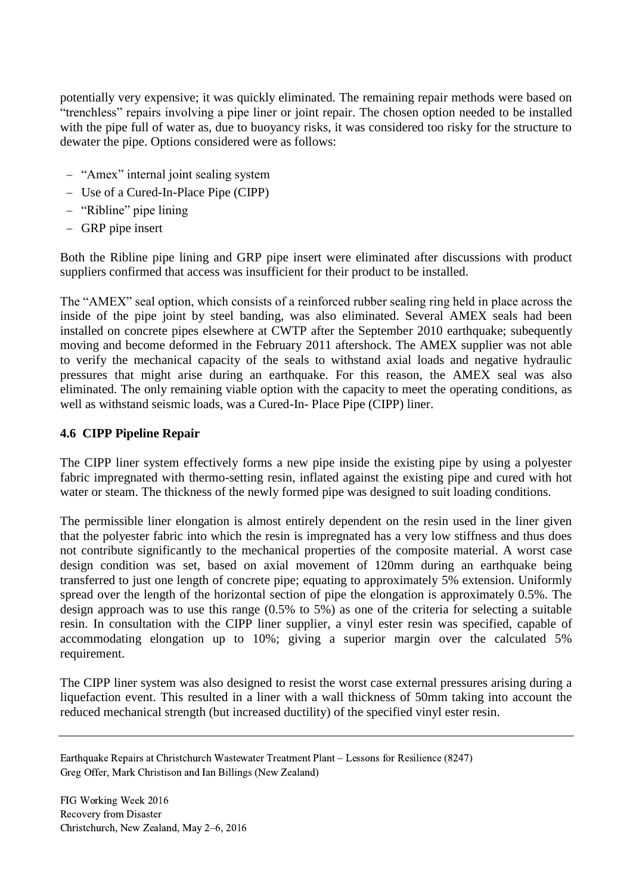potentially very expensive; it was quickly eliminated. The remaining repair methods were based on "trenchless" repairs involving a pipe liner or joint repair. The chosen option needed to be installed with the pipe full of water as, due to buoyancy risks, it was considered too risky for the structure to dewater the pipe. Options considered were as follows:

- "Amex" internal joint sealing system
- Use of a Cured-In-Place Pipe (CIPP)
- "Ribline" pipe lining
- GRP pipe insert

Both the Ribline pipe lining and GRP pipe insert were eliminated after discussions with product suppliers confirmed that access was insufficient for their product to be installed.

The "AMEX" seal option, which consists of a reinforced rubber sealing ring held in place across the inside of the pipe joint by steel banding, was also eliminated. Several AMEX seals had been installed on concrete pipes elsewhere at CWTP after the September 2010 earthquake; subequently moving and become deformed in the February 2011 aftershock. The AMEX supplier was not able to verify the mechanical capacity of the seals to withstand axial loads and negative hydraulic pressures that might arise during an earthquake. For this reason, the AMEX seal was also eliminated. The only remaining viable option with the capacity to meet the operating conditions, as well as withstand seismic loads, was a Cured-In- Place Pipe (CIPP) liner.

### 4.6 CIPP Pipeline Repair

The CIPP liner system effectively forms a new pipe inside the existing pipe by using a polyester fabric impregnated with thermo-setting resin, inflated against the existing pipe and cured with hot water or steam. The thickness of the newly formed pipe was designed to suit loading conditions.

The permissible liner elongation is almost entirely dependent on the resin used in the liner given that the polyester fabric into which the resin is impregnated has a very low stiffness and thus does not contribute significantly to the mechanical properties of the composite material. A worst case design condition was set, based on axial movement of 120mm during an earthquake being transferred to just one length of concrete pipe; equating to approximately 5% extension. Uniformly spread over the length of the horizontal section of pipe the elongation is approximately 0.5%. The design approach was to use this range (0.5% to 5%) as one of the criteria for selecting a suitable resin. In consultation with the CIPP liner supplier, a vinyl ester resin was specified, capable of accommodating elongation up to 10%; giving a superior margin over the calculated 5% requirement.

The CIPP liner system was also designed to resist the worst case external pressures arising during a liquefaction event. This resulted in a liner with a wall thickness of 50mm taking into account the reduced mechanical strength (but increased ductility) of the specified vinyl ester resin.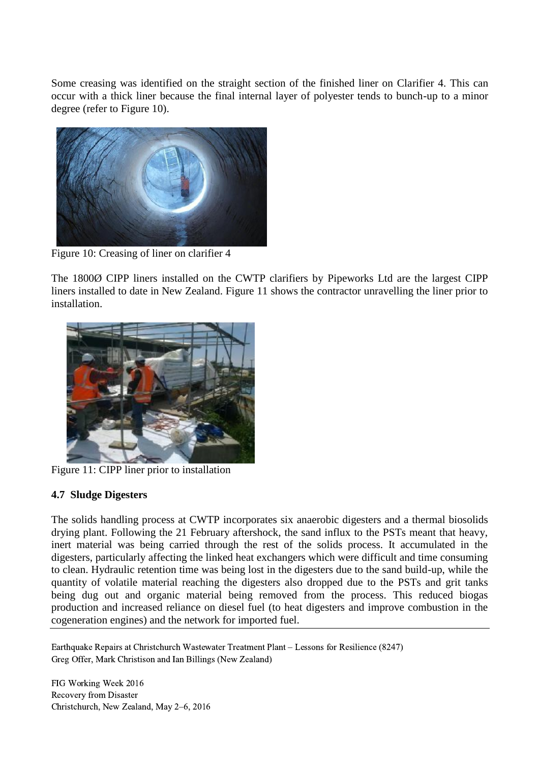Some creasing was identified on the straight section of the finished liner on Clarifier 4. This can occur with a thick liner because the final internal layer of polyester tends to bunch-up to a minor degree (refer to Figure 10).

Figure 10: Creasing of liner on clarifier 4

The 1800Ø CIPP liners installed on the CWTP clarifiers by Pipeworks Ltd are the largest CIPP liners installed to date in New Zealand. Figure 11 shows the contractor unravelling the liner prior to installation.

Figure 11: CIPP liner prior to installation

### 4.7 Sludge Digesters

The solids handling process at CWTP incorporates six anaerobic digesters and a thermal biosolids drying plant. Following the 21 February aftershock, the sand influx to the PSTs meant that heavy, inert material was being carried through the rest of the solids process. It accumulated in the digesters, particularly affecting the linked heat exchangers which were difficult and time consuming to clean. Hydraulic retention time was being lost in the digesters due to the sand build-up, while the quantity of volatile material reaching the digesters also dropped due to the PSTs and grit tanks being dug out and organic material being removed from the process. This reduced biogas production and increased reliance on diesel fuel (to heat digesters and improve combustion in the cogeneration engines) and the network for imported fuel.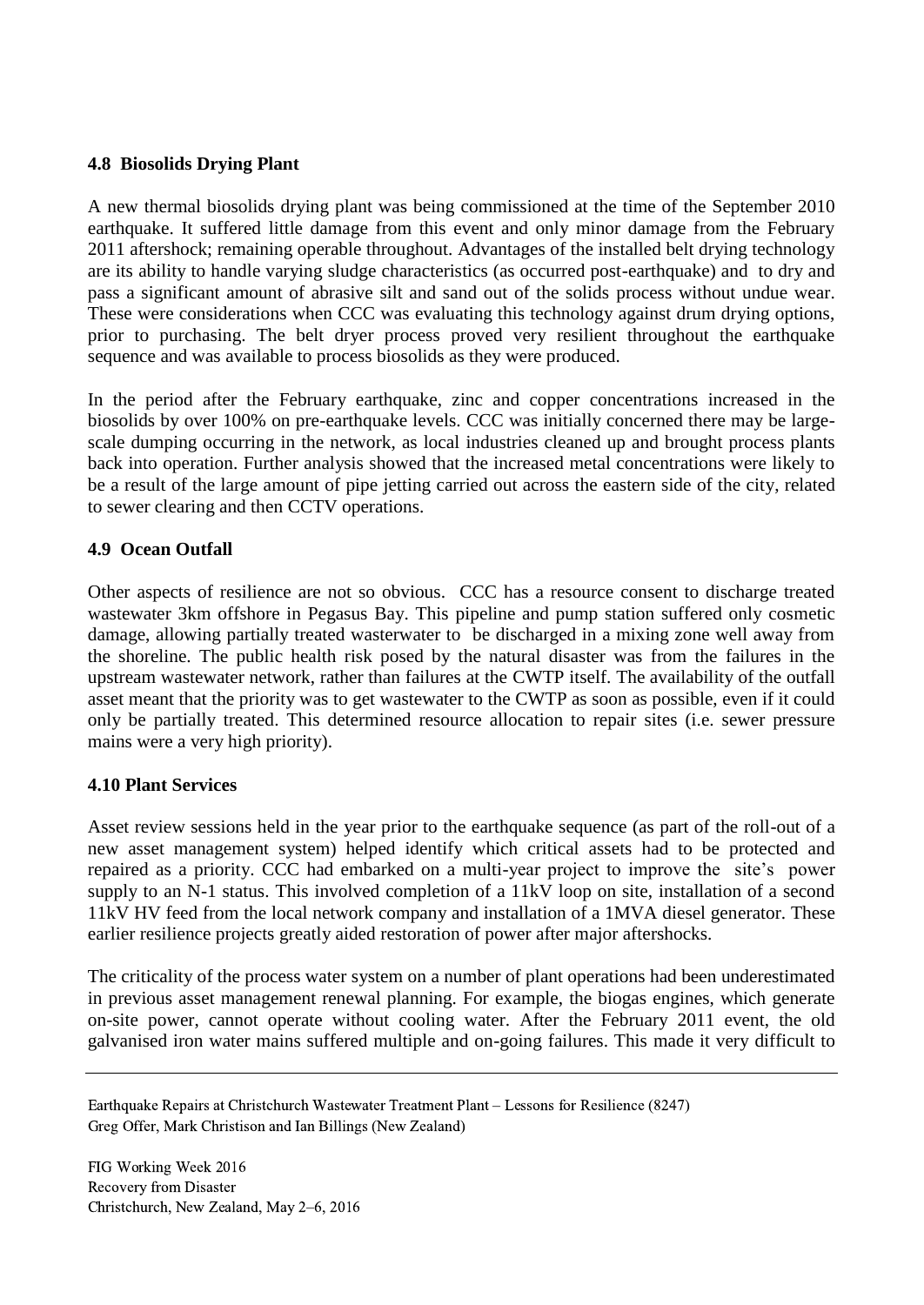### 4.8 Biosolids Drying Plant

A new thermal biosolids drying plant was being commissioned at the time of the September 2010 earthquake. It suffered little damage from this event and only minor damage from the February 2011 aftershock; remaining operable throughout. Advantages of the installed belt drying technology are its ability to handle varying sludge characteristics (as occurred post-earthquake) and to dry and pass a significant amount of abrasive silt and sand out of the solids process without undue wear. These were considerations when CCC was evaluating this technology against drum drying options, prior to purchasing. The belt dryer process proved very resilient throughout the earthquake sequence and was available to process biosolids as they were produced.

In the period after the February earthquake, zinc and copper concentrations increased in the biosolids by over 100% on pre-earthquake levels. CCC was initially concerned there may be large-scale dumping occurring in the network, as local industries cleaned up and brought process plants back into operation. Further analysis showed that the increased metal concentrations were likely to be a result of the large amount of pipe jetting carried out across the eastern side of the city, related to sewer clearing and then CCTV operations.

### 4.9 Ocean Outfall

Other aspects of resilience are not so obvious. CCC has a resource consent to discharge treated wastewater 3km offshore in Pegasus Bay. This pipeline and pump station suffered only cosmetic damage, allowing partially treated wasterwater to be discharged in a mixing zone well away from the shoreline. The public health risk posed by the natural disaster was from the failures in the upstream wastewater network, rather than failures at the CWTP itself. The availability of the outfall asset meant that the priority was to get wastewater to the CWTP as soon as possible, even if it could only be partially treated. This determined resource allocation to repair sites (i.e. sewer pressure mains were a very high priority).

### 4.10 Plant Services

Asset review sessions held in the year prior to the earthquake sequence (as part of the roll-out of a new asset management system) helped identify which critical assets had to be protected and repaired as a priority. CCC had embarked on a multi-year project to improve the site's power supply to an N-1 status. This involved completion of a 11kV loop on site, installation of a second 11kV HV feed from the local network company and installation of a 1MVA diesel generator. These earlier resilience projects greatly aided restoration of power after major aftershocks.

The criticality of the process water system on a number of plant operations had been underestimated in previous asset management renewal planning. For example, the biogas engines, which generate on-site power, cannot operate without cooling water. After the February 2011 event, the old galvanised iron water mains suffered multiple and on-going failures. This made it very difficult to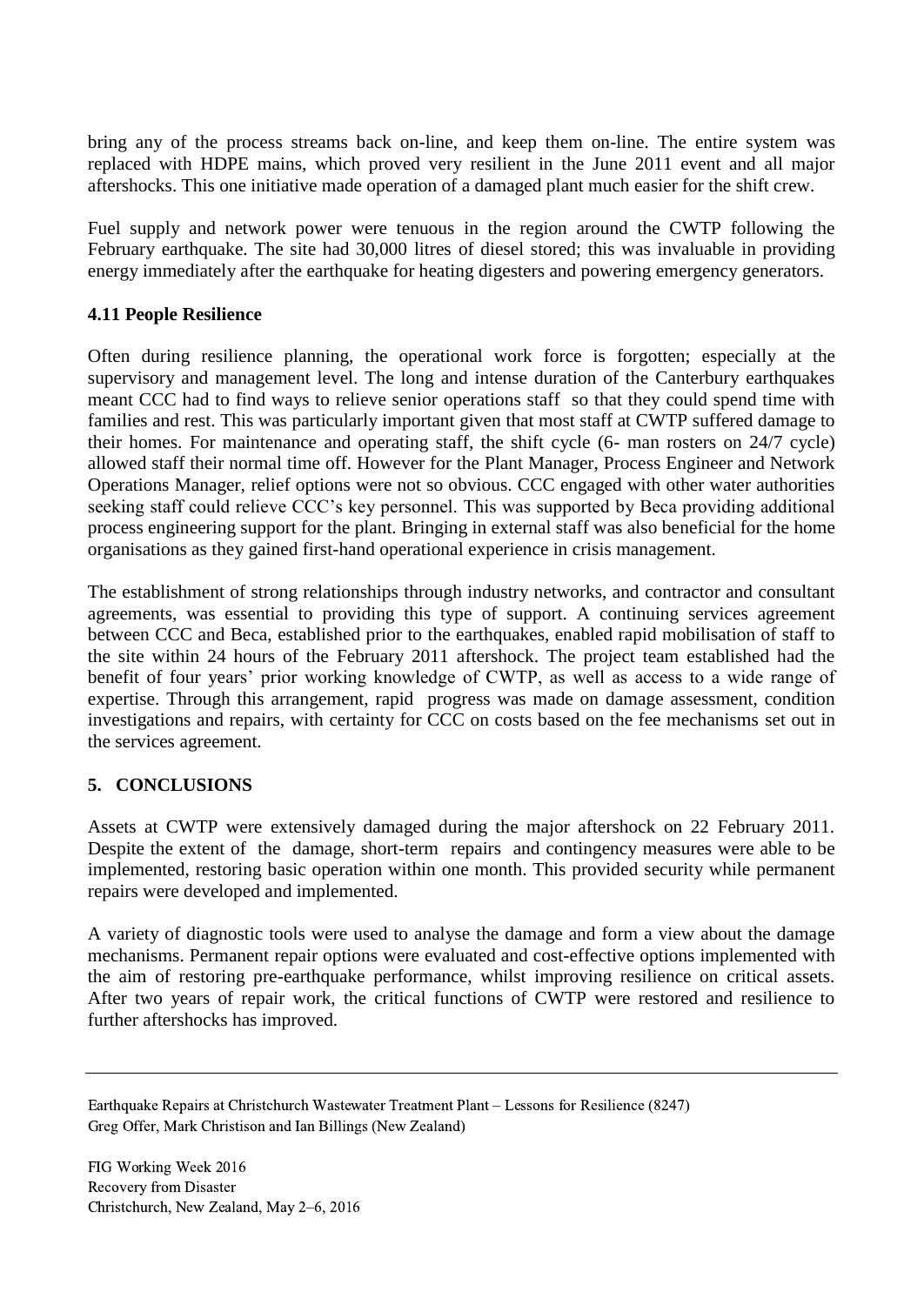bring any of the process streams back on-line, and keep them on-line. The entire system was replaced with HDPE mains, which proved very resilient in the June 2011 event and all major aftershocks. This one initiative made operation of a damaged plant much easier for the shift crew.

Fuel supply and network power were tenuous in the region around the CWTP following the February earthquake. The site had 30,000 litres of diesel stored; this was invaluable in providing energy immediately after the earthquake for heating digesters and powering emergency generators.

### 4.11 People Resilience

Often during resilience planning, the operational work force is forgotten; especially at the supervisory and management level. The long and intense duration of the Canterbury earthquakes meant CCC had to find ways to relieve senior operations staff so that they could spend time with families and rest. This was particularly important given that most staff at CWTP suffered damage to their homes. For maintenance and operating staff, the shift cycle (6- man rosters on 24/7 cycle) allowed staff their normal time off. However for the Plant Manager, Process Engineer and Network Operations Manager, relief options were not so obvious. CCC engaged with other water authorities seeking staff could relieve CCC's key personnel. This was supported by Beca providing additional process engineering support for the plant. Bringing in external staff was also beneficial for the home organisations as they gained first-hand operational experience in crisis management.

The establishment of strong relationships through industry networks, and contractor and consultant agreements, was essential to providing this type of support. A continuing services agreement between CCC and Beca, established prior to the earthquakes, enabled rapid mobilisation of staff to the site within 24 hours of the February 2011 aftershock. The project team established had the benefit of four years' prior working knowledge of CWTP, as well as access to a wide range of expertise. Through this arrangement, rapid progress was made on damage assessment, condition investigations and repairs, with certainty for CCC on costs based on the fee mechanisms set out in the services agreement.

## 5. CONCLUSIONS

Assets at CWTP were extensively damaged during the major aftershock on 22 February 2011. Despite the extent of the damage, short-term repairs and contingency measures were able to be implemented, restoring basic operation within one month. This provided security while permanent repairs were developed and implemented.

A variety of diagnostic tools were used to analyse the damage and form a view about the damage mechanisms. Permanent repair options were evaluated and cost-effective options implemented with the aim of restoring pre-earthquake performance, whilst improving resilience on critical assets. After two years of repair work, the critical functions of CWTP were restored and resilience to further aftershocks has improved.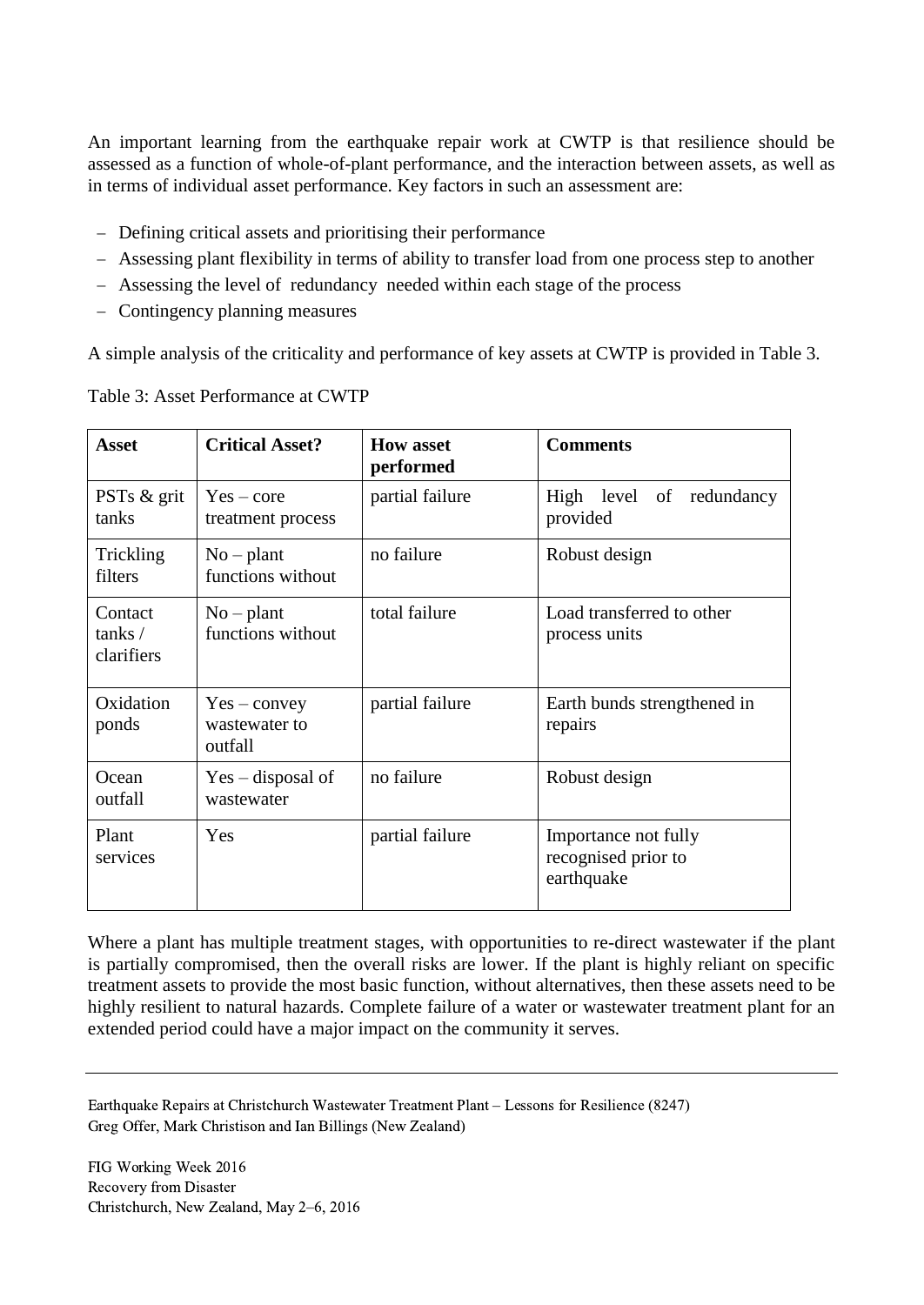An important learning from the earthquake repair work at CWTP is that resilience should be assessed as a function of whole-of-plant performance, and the interaction between assets, as well as in terms of individual asset performance. Key factors in such an assessment are:

- Defining critical assets and prioritising their performance
- Assessing plant flexibility in terms of ability to transfer load from one process step to another
- Assessing the level of redundancy needed within each stage of the process
- Contingency planning measures

A simple analysis of the criticality and performance of key assets at CWTP is provided in Table 3.

Table 3: Asset Performance at CWTP

| Asset | Critical Asset? | How asset performed | Comments |
|---|---|---|---|
| PSTs & grit tanks | Yes – core treatment process | partial failure | High level of redundancy provided |
| Trickling filters | No – plant functions without | no failure | Robust design |
| Contact tanks / clarifiers | No – plant functions without | total failure | Load transferred to other process units |
| Oxidation ponds | Yes – convey wastewater to outfall | partial failure | Earth bunds strengthened in repairs |
| Ocean outfall | Yes – disposal of wastewater | no failure | Robust design |
| Plant services | Yes | partial failure | Importance not fully recognised prior to earthquake |

Where a plant has multiple treatment stages, with opportunities to re-direct wastewater if the plant is partially compromised, then the overall risks are lower. If the plant is highly reliant on specific treatment assets to provide the most basic function, without alternatives, then these assets need to be highly resilient to natural hazards. Complete failure of a water or wastewater treatment plant for an extended period could have a major impact on the community it serves.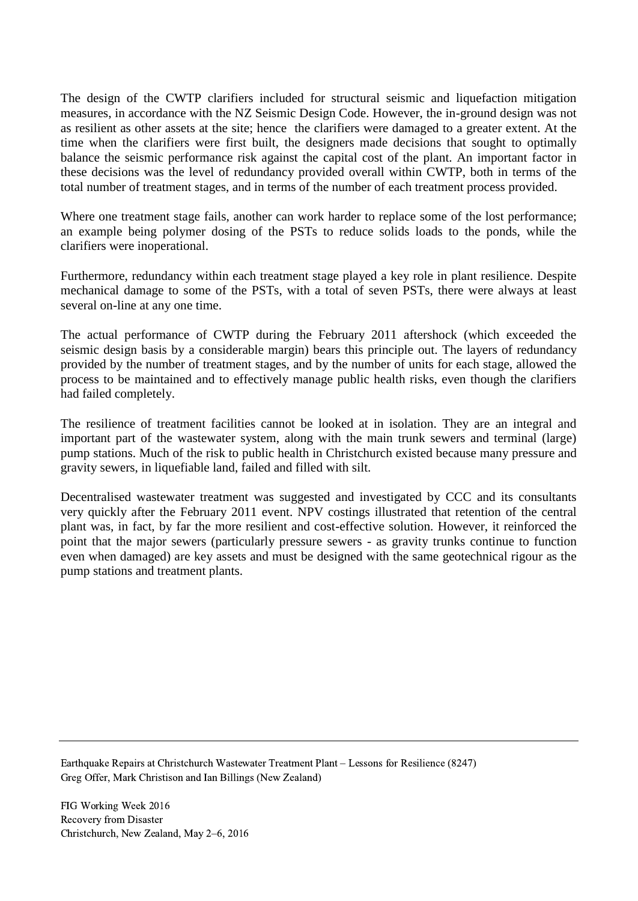The design of the CWTP clarifiers included for structural seismic and liquefaction mitigation measures, in accordance with the NZ Seismic Design Code. However, the in-ground design was not as resilient as other assets at the site; hence the clarifiers were damaged to a greater extent. At the time when the clarifiers were first built, the designers made decisions that sought to optimally balance the seismic performance risk against the capital cost of the plant. An important factor in these decisions was the level of redundancy provided overall within CWTP, both in terms of the total number of treatment stages, and in terms of the number of each treatment process provided.

Where one treatment stage fails, another can work harder to replace some of the lost performance; an example being polymer dosing of the PSTs to reduce solids loads to the ponds, while the clarifiers were inoperational.

Furthermore, redundancy within each treatment stage played a key role in plant resilience. Despite mechanical damage to some of the PSTs, with a total of seven PSTs, there were always at least several on-line at any one time.

The actual performance of CWTP during the February 2011 aftershock (which exceeded the seismic design basis by a considerable margin) bears this principle out. The layers of redundancy provided by the number of treatment stages, and by the number of units for each stage, allowed the process to be maintained and to effectively manage public health risks, even though the clarifiers had failed completely.

The resilience of treatment facilities cannot be looked at in isolation. They are an integral and important part of the wastewater system, along with the main trunk sewers and terminal (large) pump stations. Much of the risk to public health in Christchurch existed because many pressure and gravity sewers, in liquefiable land, failed and filled with silt.

Decentralised wastewater treatment was suggested and investigated by CCC and its consultants very quickly after the February 2011 event. NPV costings illustrated that retention of the central plant was, in fact, by far the more resilient and cost-effective solution. However, it reinforced the point that the major sewers (particularly pressure sewers - as gravity trunks continue to function even when damaged) are key assets and must be designed with the same geotechnical rigour as the pump stations and treatment plants.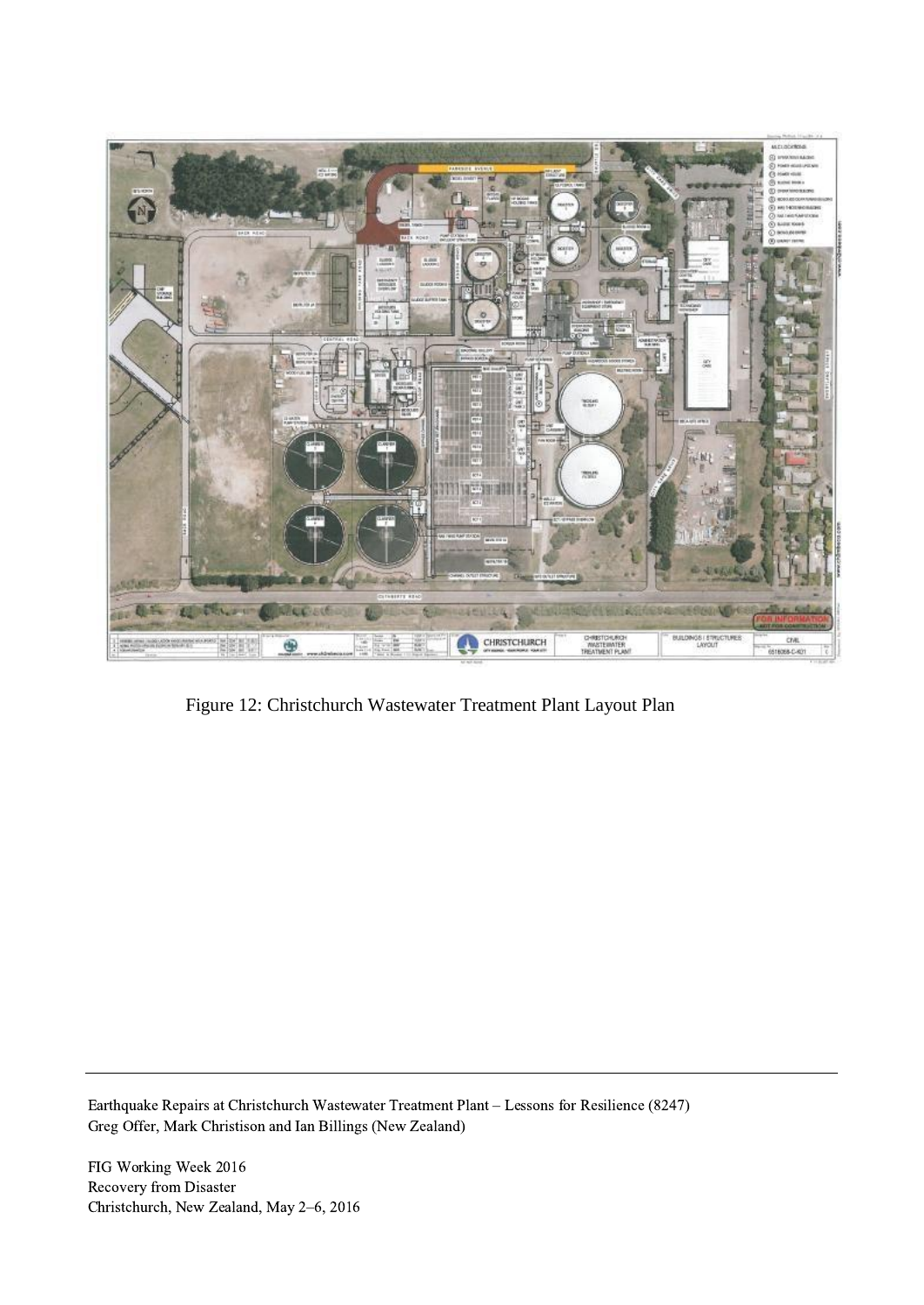Figure 12: Christchurch Wastewater Treatment Plant Layout Plan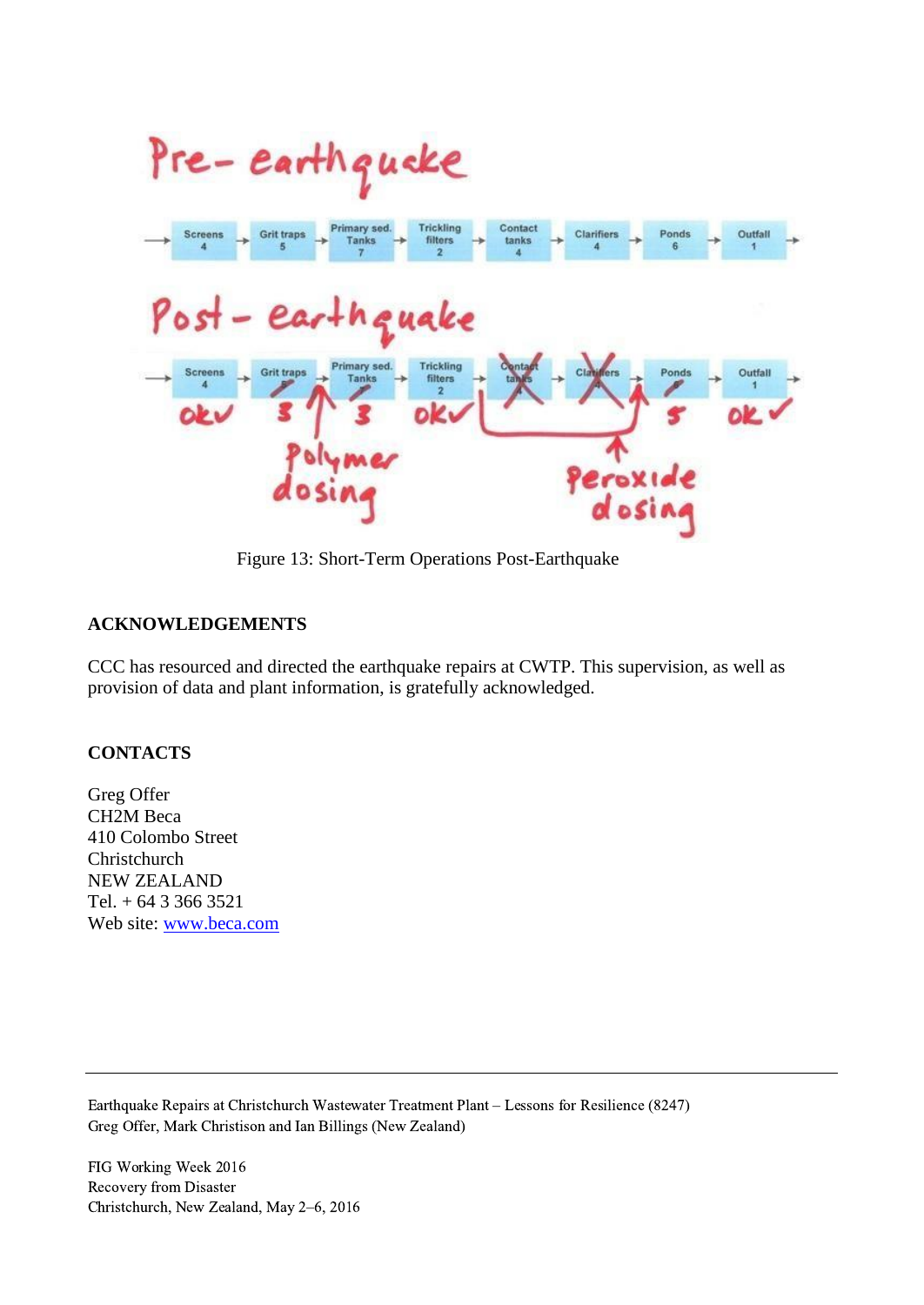Pre-earthquake

Screens 4 → Grit traps 5 → Primary sed. Tanks 7 → Trickling filters 2 → Contact tanks 4 → Clarifiers 4 → Ponds 6 → Outfall 1

Post-earthquake

Screens 4 → Grit traps 5 → Primary sed. Tanks 7 → Trickling filters 2 → Contact tanks 4 → Clarifiers 4 → Ponds 6 → Outfall 1

ok ✓ 3 3 ok ✓ 5 ok ✓

Polymer dosing

Peroxide dosing

Figure 13: Short-Term Operations Post-Earthquake

## ACKNOWLEDGEMENTS

CCC has resourced and directed the earthquake repairs at CWTP. This supervision, as well as provision of data and plant information, is gratefully acknowledged.

## CONTACTS

Greg Offer
CH2M Beca
410 Colombo Street
Christchurch
NEW ZEALAND
Tel. + 64 3 366 3521
Web site: www.beca.com